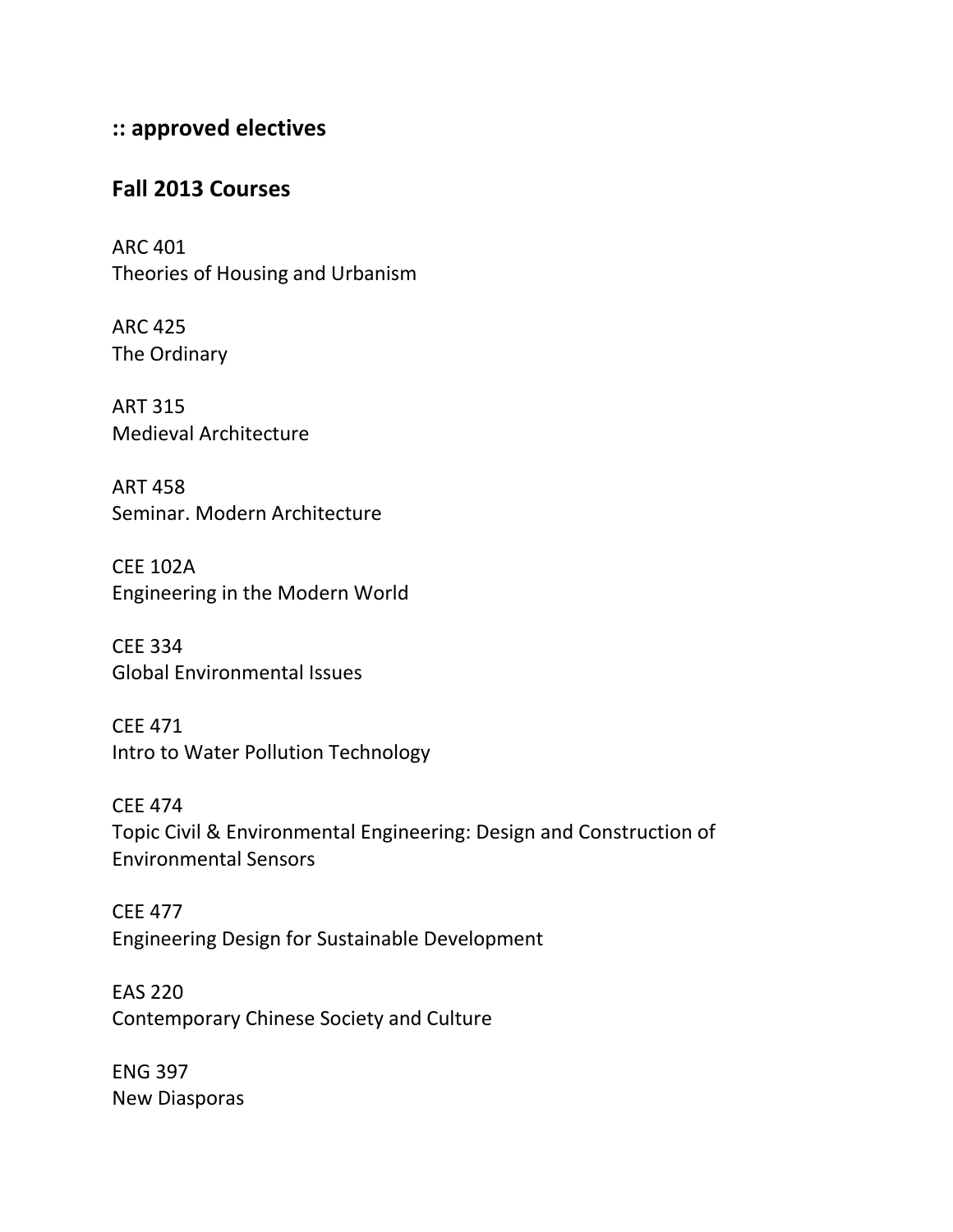## :: approved electives

## Fall 2013 Courses

ARC 401
Theories of Housing and Urbanism

ARC 425
The Ordinary

ART 315
Medieval Architecture

ART 458
Seminar. Modern Architecture

CEE 102A
Engineering in the Modern World

CEE 334
Global Environmental Issues

CEE 471
Intro to Water Pollution Technology

CEE 474
Topic Civil & Environmental Engineering: Design and Construction of Environmental Sensors

CEE 477
Engineering Design for Sustainable Development

EAS 220
Contemporary Chinese Society and Culture

ENG 397
New Diasporas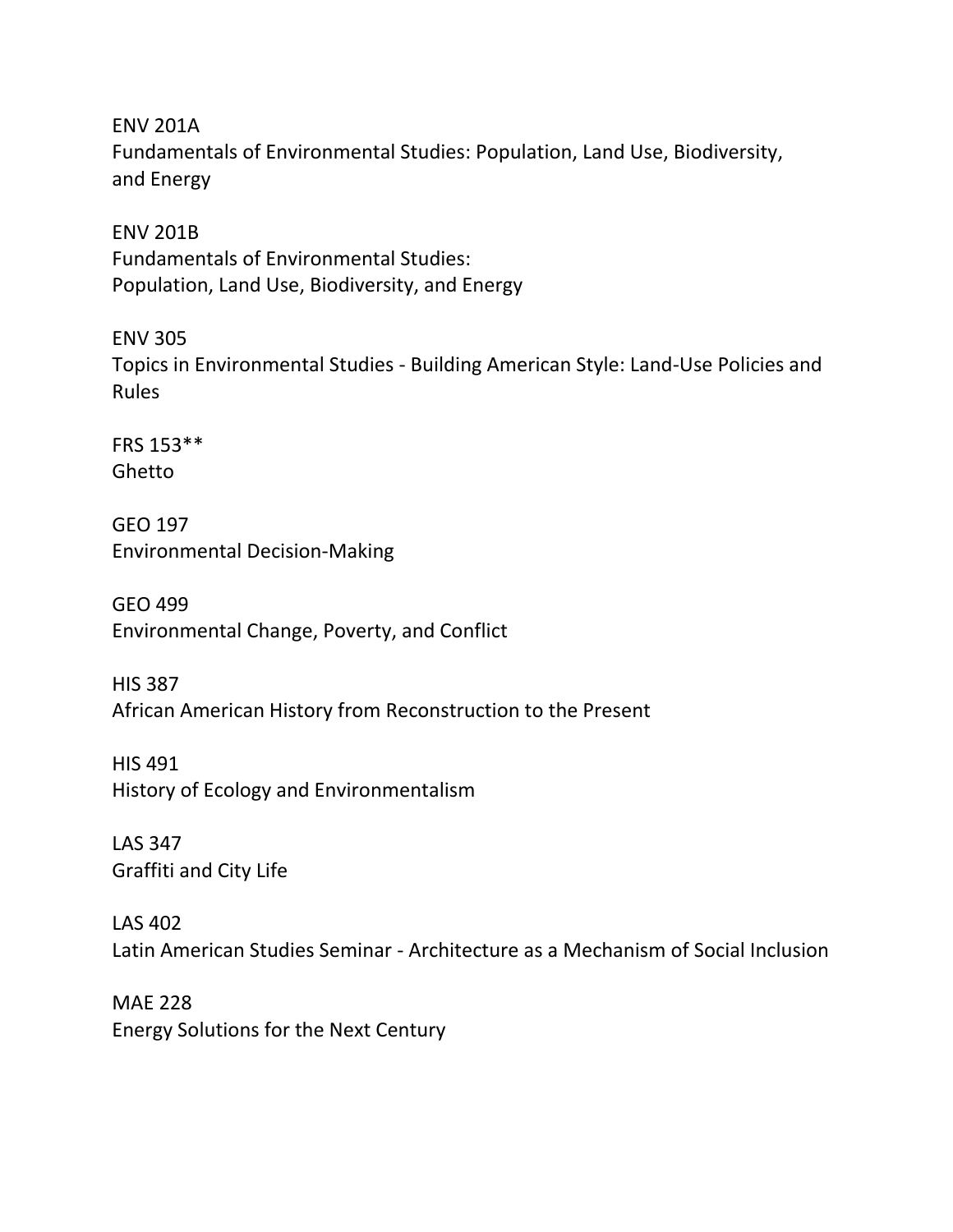ENV 201A
Fundamentals of Environmental Studies: Population, Land Use, Biodiversity, and Energy

ENV 201B
Fundamentals of Environmental Studies:
Population, Land Use, Biodiversity, and Energy

ENV 305
Topics in Environmental Studies - Building American Style: Land-Use Policies and Rules

FRS 153**
Ghetto

GEO 197
Environmental Decision-Making

GEO 499
Environmental Change, Poverty, and Conflict

HIS 387
African American History from Reconstruction to the Present

HIS 491
History of Ecology and Environmentalism

LAS 347
Graffiti and City Life

LAS 402
Latin American Studies Seminar - Architecture as a Mechanism of Social Inclusion

MAE 228
Energy Solutions for the Next Century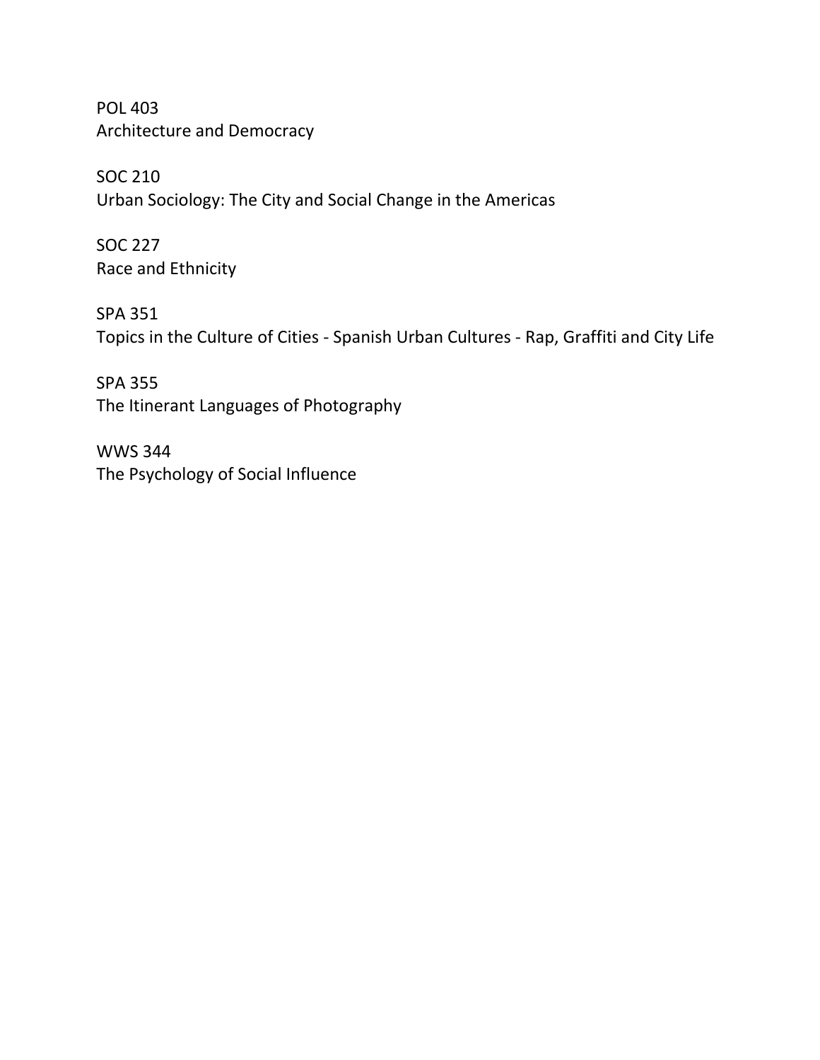POL 403
Architecture and Democracy

SOC 210
Urban Sociology: The City and Social Change in the Americas

SOC 227
Race and Ethnicity

SPA 351
Topics in the Culture of Cities - Spanish Urban Cultures - Rap, Graffiti and City Life

SPA 355
The Itinerant Languages of Photography

WWS 344
The Psychology of Social Influence